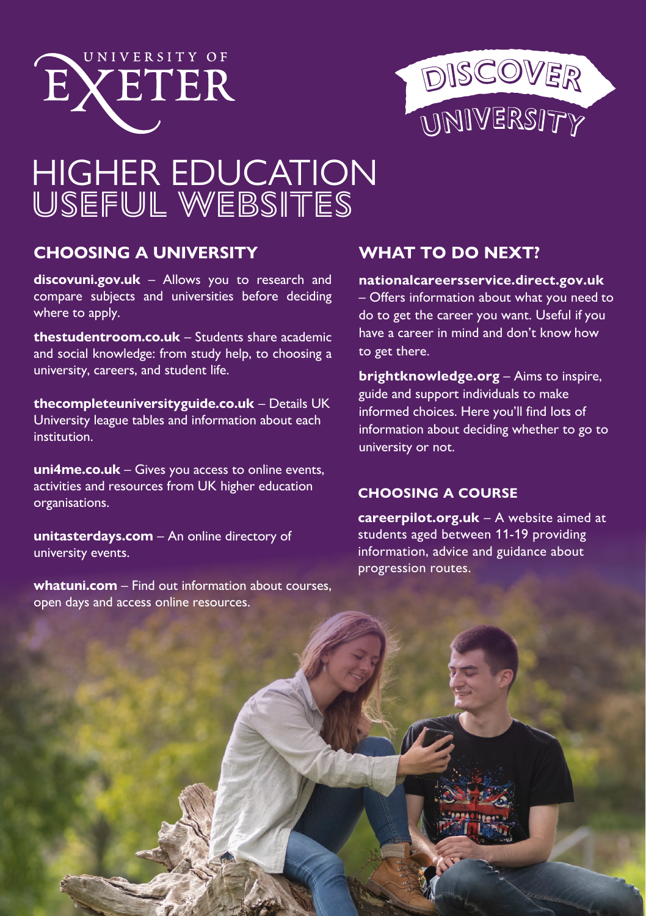UNIVERSITY OF EXETER

DISCOVER UNIVERSITY

# HIGHER EDUCATION USEFUL WEBSITES

## CHOOSING A UNIVERSITY

**discovuni.gov.uk** – Allows you to research and compare subjects and universities before deciding where to apply.

**thestudentroom.co.uk** – Students share academic and social knowledge: from study help, to choosing a university, careers, and student life.

**thecompleteuniversityguide.co.uk** – Details UK University league tables and information about each institution.

**uni4me.co.uk** – Gives you access to online events, activities and resources from UK higher education organisations.

**unitasterdays.com** – An online directory of university events.

**whatuni.com** – Find out information about courses, open days and access online resources.

## WHAT TO DO NEXT?

**nationalcareersservice.direct.gov.uk** – Offers information about what you need to do to get the career you want. Useful if you have a career in mind and don't know how to get there.

**brightknowledge.org** – Aims to inspire, guide and support individuals to make informed choices. Here you'll find lots of information about deciding whether to go to university or not.

### CHOOSING A COURSE

**careerpilot.org.uk** – A website aimed at students aged between 11-19 providing information, advice and guidance about progression routes.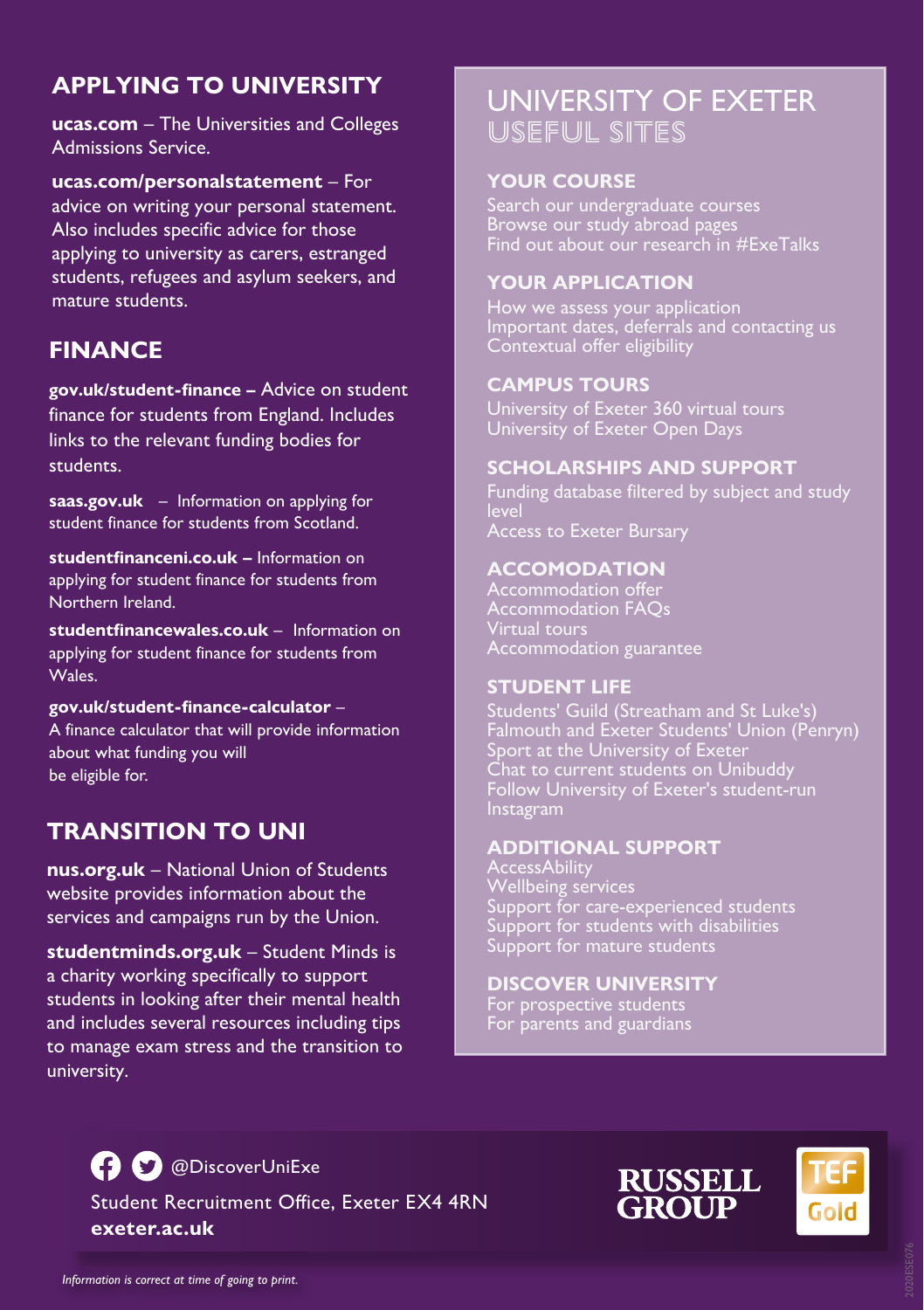## APPLYING TO UNIVERSITY

**ucas.com** – The Universities and Colleges Admissions Service.

**ucas.com/personalstatement** – For advice on writing your personal statement. Also includes specific advice for those applying to university as carers, estranged students, refugees and asylum seekers, and mature students.

## FINANCE

**gov.uk/student-finance –** Advice on student finance for students from England. Includes links to the relevant funding bodies for students.

**saas.gov.uk** – Information on applying for student finance for students from Scotland.

**studentfinanceni.co.uk –** Information on applying for student finance for students from Northern Ireland.

**studentfinancewales.co.uk** – Information on applying for student finance for students from Wales.

**gov.uk/student-finance-calculator** – A finance calculator that will provide information about what funding you will be eligible for.

## TRANSITION TO UNI

**nus.org.uk** – National Union of Students website provides information about the services and campaigns run by the Union.

**studentminds.org.uk** – Student Minds is a charity working specifically to support students in looking after their mental health and includes several resources including tips to manage exam stress and the transition to university.

## UNIVERSITY OF EXETER USEFUL SITES

### YOUR COURSE

Search our undergraduate courses
Browse our study abroad pages
Find out about our research in #ExeTalks

### YOUR APPLICATION

How we assess your application
Important dates, deferrals and contacting us
Contextual offer eligibility

### CAMPUS TOURS

University of Exeter 360 virtual tours
University of Exeter Open Days

### SCHOLARSHIPS AND SUPPORT

Funding database filtered by subject and study level
Access to Exeter Bursary

### ACCOMODATION

Accommodation offer
Accommodation FAQs
Virtual tours
Accommodation guarantee

### STUDENT LIFE

Students' Guild (Streatham and St Luke's)
Falmouth and Exeter Students' Union (Penryn)
Sport at the University of Exeter
Chat to current students on Unibuddy
Follow University of Exeter's student-run Instagram

### ADDITIONAL SUPPORT

AccessAbility
Wellbeing services
Support for care-experienced students
Support for students with disabilities
Support for mature students

### DISCOVER UNIVERSITY

For prospective students
For parents and guardians

@DiscoverUniExe

Student Recruitment Office, Exeter EX4 4RN

**exeter.ac.uk**

RUSSELL GROUP

TEF Gold

*Information is correct at time of going to print.*

2020ESE076